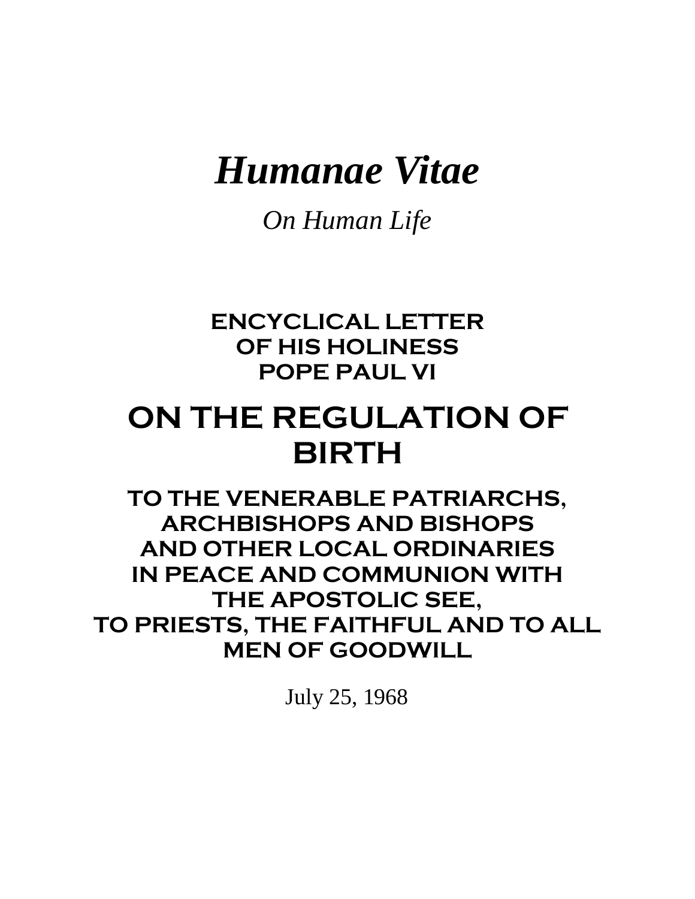# *Humanae Vitae*

*On Human Life*

**ENCYCLICAL LETTER**
**OF HIS HOLINESS**
**POPE PAUL VI**

## ON THE REGULATION OF BIRTH

**TO THE VENERABLE PATRIARCHS,**
**ARCHBISHOPS AND BISHOPS**
**AND OTHER LOCAL ORDINARIES**
**IN PEACE AND COMMUNION WITH**
**THE APOSTOLIC SEE,**
**TO PRIESTS, THE FAITHFUL AND TO ALL**
**MEN OF GOODWILL**

July 25, 1968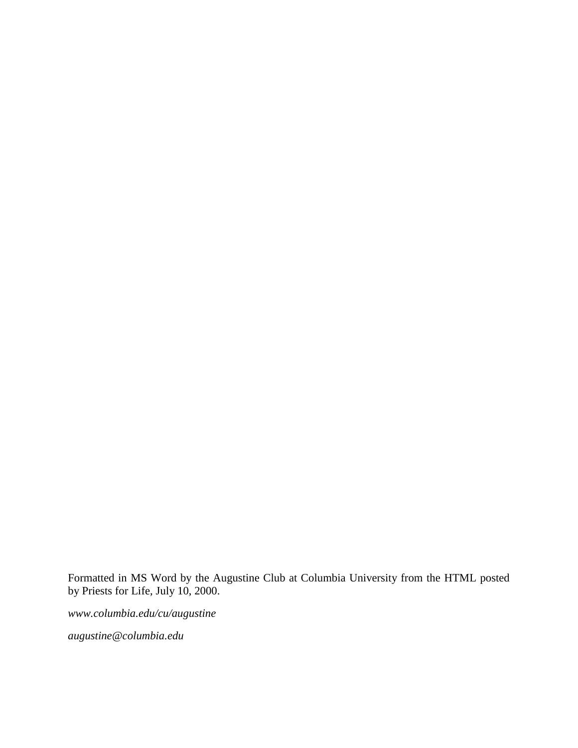Formatted in MS Word by the Augustine Club at Columbia University from the HTML posted by Priests for Life, July 10, 2000.

*www.columbia.edu/cu/augustine*

*augustine@columbia.edu*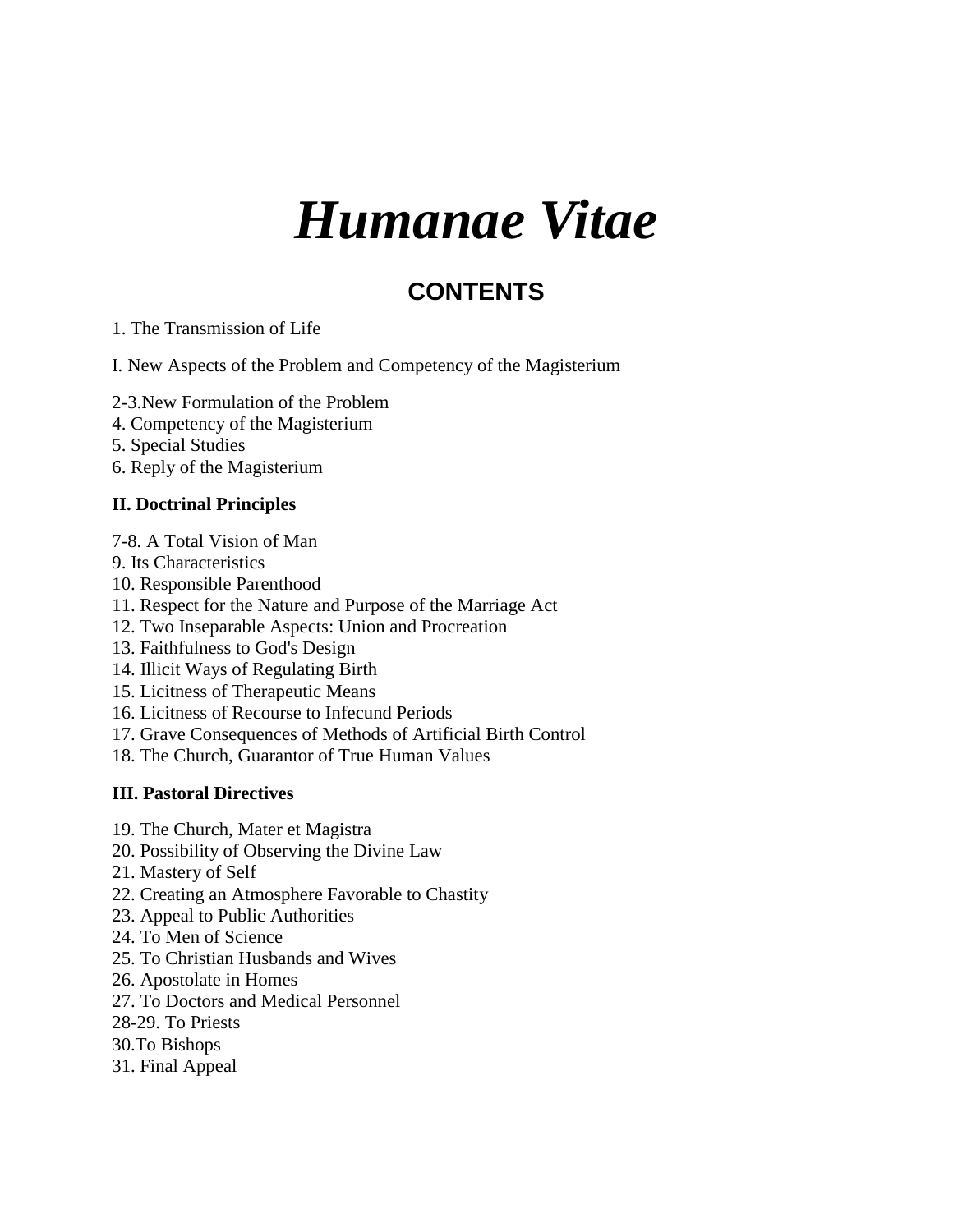# *Humanae Vitae*

## CONTENTS

1. The Transmission of Life

I. New Aspects of the Problem and Competency of the Magisterium

2-3.New Formulation of the Problem
4. Competency of the Magisterium
5. Special Studies
6. Reply of the Magisterium

**II. Doctrinal Principles**

7-8. A Total Vision of Man
9. Its Characteristics
10. Responsible Parenthood
11. Respect for the Nature and Purpose of the Marriage Act
12. Two Inseparable Aspects: Union and Procreation
13. Faithfulness to God's Design
14. Illicit Ways of Regulating Birth
15. Licitness of Therapeutic Means
16. Licitness of Recourse to Infecund Periods
17. Grave Consequences of Methods of Artificial Birth Control
18. The Church, Guarantor of True Human Values

**III. Pastoral Directives**

19. The Church, Mater et Magistra
20. Possibility of Observing the Divine Law
21. Mastery of Self
22. Creating an Atmosphere Favorable to Chastity
23. Appeal to Public Authorities
24. To Men of Science
25. To Christian Husbands and Wives
26. Apostolate in Homes
27. To Doctors and Medical Personnel
28-29. To Priests
30.To Bishops
31. Final Appeal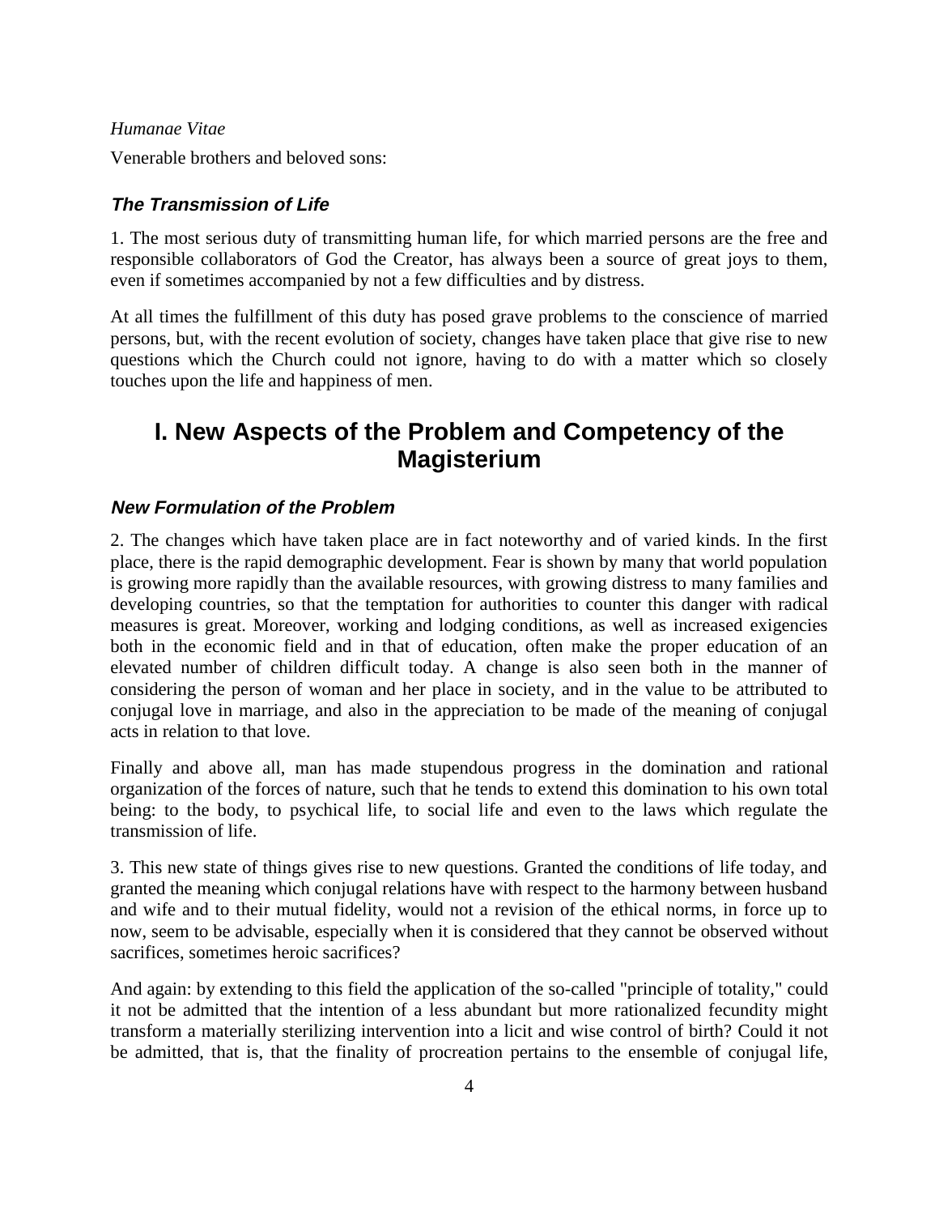*Humanae Vitae*

Venerable brothers and beloved sons:

### *The Transmission of Life*

1. The most serious duty of transmitting human life, for which married persons are the free and responsible collaborators of God the Creator, has always been a source of great joys to them, even if sometimes accompanied by not a few difficulties and by distress.

At all times the fulfillment of this duty has posed grave problems to the conscience of married persons, but, with the recent evolution of society, changes have taken place that give rise to new questions which the Church could not ignore, having to do with a matter which so closely touches upon the life and happiness of men.

## I. New Aspects of the Problem and Competency of the Magisterium

### *New Formulation of the Problem*

2. The changes which have taken place are in fact noteworthy and of varied kinds. In the first place, there is the rapid demographic development. Fear is shown by many that world population is growing more rapidly than the available resources, with growing distress to many families and developing countries, so that the temptation for authorities to counter this danger with radical measures is great. Moreover, working and lodging conditions, as well as increased exigencies both in the economic field and in that of education, often make the proper education of an elevated number of children difficult today. A change is also seen both in the manner of considering the person of woman and her place in society, and in the value to be attributed to conjugal love in marriage, and also in the appreciation to be made of the meaning of conjugal acts in relation to that love.

Finally and above all, man has made stupendous progress in the domination and rational organization of the forces of nature, such that he tends to extend this domination to his own total being: to the body, to psychical life, to social life and even to the laws which regulate the transmission of life.

3. This new state of things gives rise to new questions. Granted the conditions of life today, and granted the meaning which conjugal relations have with respect to the harmony between husband and wife and to their mutual fidelity, would not a revision of the ethical norms, in force up to now, seem to be advisable, especially when it is considered that they cannot be observed without sacrifices, sometimes heroic sacrifices?

And again: by extending to this field the application of the so-called "principle of totality," could it not be admitted that the intention of a less abundant but more rationalized fecundity might transform a materially sterilizing intervention into a licit and wise control of birth? Could it not be admitted, that is, that the finality of procreation pertains to the ensemble of conjugal life,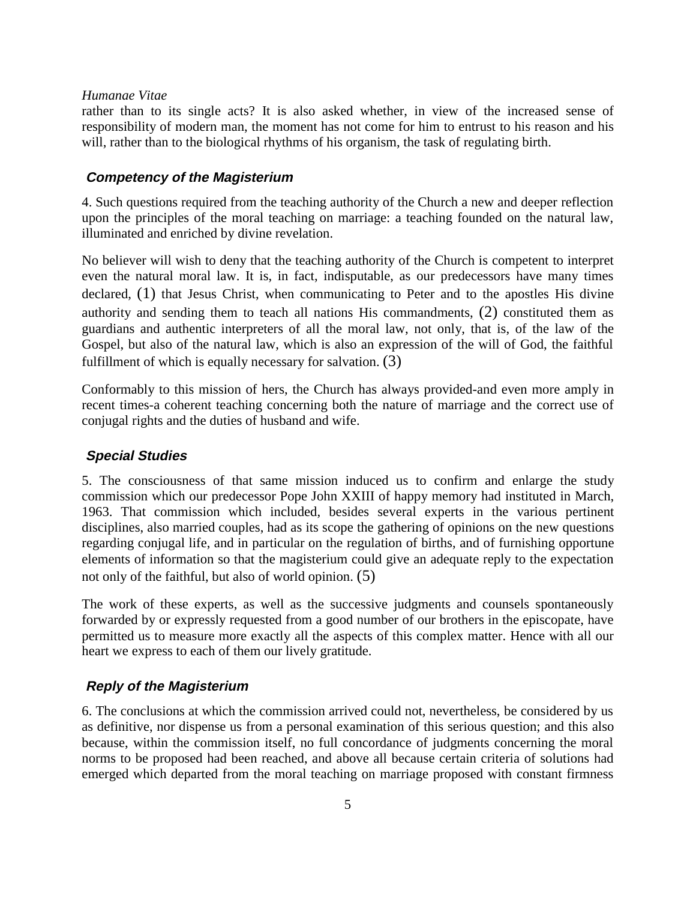rather than to its single acts? It is also asked whether, in view of the increased sense of responsibility of modern man, the moment has not come for him to entrust to his reason and his will, rather than to the biological rhythms of his organism, the task of regulating birth.

### ***Competency of the Magisterium***

4. Such questions required from the teaching authority of the Church a new and deeper reflection upon the principles of the moral teaching on marriage: a teaching founded on the natural law, illuminated and enriched by divine revelation.

No believer will wish to deny that the teaching authority of the Church is competent to interpret even the natural moral law. It is, in fact, indisputable, as our predecessors have many times declared, (1) that Jesus Christ, when communicating to Peter and to the apostles His divine authority and sending them to teach all nations His commandments, (2) constituted them as guardians and authentic interpreters of all the moral law, not only, that is, of the law of the Gospel, but also of the natural law, which is also an expression of the will of God, the faithful fulfillment of which is equally necessary for salvation. (3)

Conformably to this mission of hers, the Church has always provided-and even more amply in recent times-a coherent teaching concerning both the nature of marriage and the correct use of conjugal rights and the duties of husband and wife.

### ***Special Studies***

5. The consciousness of that same mission induced us to confirm and enlarge the study commission which our predecessor Pope John XXIII of happy memory had instituted in March, 1963. That commission which included, besides several experts in the various pertinent disciplines, also married couples, had as its scope the gathering of opinions on the new questions regarding conjugal life, and in particular on the regulation of births, and of furnishing opportune elements of information so that the magisterium could give an adequate reply to the expectation not only of the faithful, but also of world opinion. (5)

The work of these experts, as well as the successive judgments and counsels spontaneously forwarded by or expressly requested from a good number of our brothers in the episcopate, have permitted us to measure more exactly all the aspects of this complex matter. Hence with all our heart we express to each of them our lively gratitude.

### ***Reply of the Magisterium***

6. The conclusions at which the commission arrived could not, nevertheless, be considered by us as definitive, nor dispense us from a personal examination of this serious question; and this also because, within the commission itself, no full concordance of judgments concerning the moral norms to be proposed had been reached, and above all because certain criteria of solutions had emerged which departed from the moral teaching on marriage proposed with constant firmness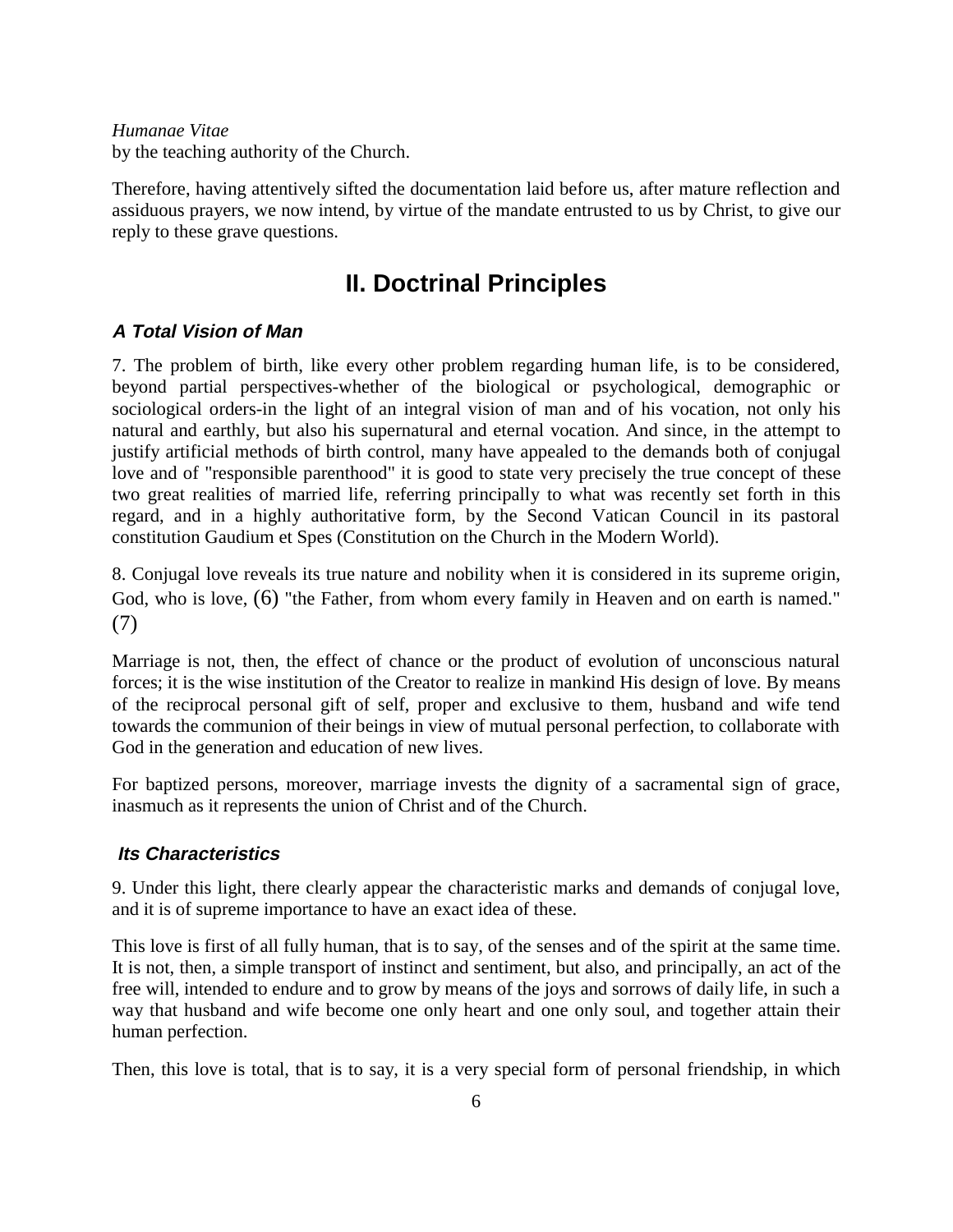*Humanae Vitae*
by the teaching authority of the Church.

Therefore, having attentively sifted the documentation laid before us, after mature reflection and assiduous prayers, we now intend, by virtue of the mandate entrusted to us by Christ, to give our reply to these grave questions.

## II. Doctrinal Principles

### *A Total Vision of Man*

7. The problem of birth, like every other problem regarding human life, is to be considered, beyond partial perspectives-whether of the biological or psychological, demographic or sociological orders-in the light of an integral vision of man and of his vocation, not only his natural and earthly, but also his supernatural and eternal vocation. And since, in the attempt to justify artificial methods of birth control, many have appealed to the demands both of conjugal love and of "responsible parenthood" it is good to state very precisely the true concept of these two great realities of married life, referring principally to what was recently set forth in this regard, and in a highly authoritative form, by the Second Vatican Council in its pastoral constitution Gaudium et Spes (Constitution on the Church in the Modern World).

8. Conjugal love reveals its true nature and nobility when it is considered in its supreme origin, God, who is love, (6) "the Father, from whom every family in Heaven and on earth is named." (7)

Marriage is not, then, the effect of chance or the product of evolution of unconscious natural forces; it is the wise institution of the Creator to realize in mankind His design of love. By means of the reciprocal personal gift of self, proper and exclusive to them, husband and wife tend towards the communion of their beings in view of mutual personal perfection, to collaborate with God in the generation and education of new lives.

For baptized persons, moreover, marriage invests the dignity of a sacramental sign of grace, inasmuch as it represents the union of Christ and of the Church.

### *Its Characteristics*

9. Under this light, there clearly appear the characteristic marks and demands of conjugal love, and it is of supreme importance to have an exact idea of these.

This love is first of all fully human, that is to say, of the senses and of the spirit at the same time. It is not, then, a simple transport of instinct and sentiment, but also, and principally, an act of the free will, intended to endure and to grow by means of the joys and sorrows of daily life, in such a way that husband and wife become one only heart and one only soul, and together attain their human perfection.

Then, this love is total, that is to say, it is a very special form of personal friendship, in which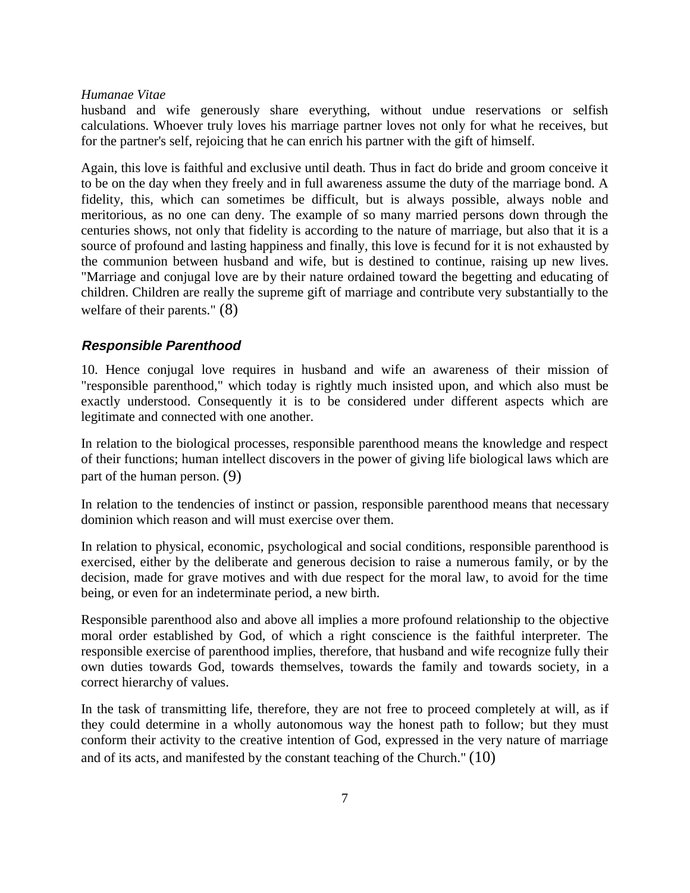husband and wife generously share everything, without undue reservations or selfish calculations. Whoever truly loves his marriage partner loves not only for what he receives, but for the partner's self, rejoicing that he can enrich his partner with the gift of himself.

Again, this love is faithful and exclusive until death. Thus in fact do bride and groom conceive it to be on the day when they freely and in full awareness assume the duty of the marriage bond. A fidelity, this, which can sometimes be difficult, but is always possible, always noble and meritorious, as no one can deny. The example of so many married persons down through the centuries shows, not only that fidelity is according to the nature of marriage, but also that it is a source of profound and lasting happiness and finally, this love is fecund for it is not exhausted by the communion between husband and wife, but is destined to continue, raising up new lives. "Marriage and conjugal love are by their nature ordained toward the begetting and educating of children. Children are really the supreme gift of marriage and contribute very substantially to the welfare of their parents." (8)

### ***Responsible Parenthood***

10. Hence conjugal love requires in husband and wife an awareness of their mission of "responsible parenthood," which today is rightly much insisted upon, and which also must be exactly understood. Consequently it is to be considered under different aspects which are legitimate and connected with one another.

In relation to the biological processes, responsible parenthood means the knowledge and respect of their functions; human intellect discovers in the power of giving life biological laws which are part of the human person. (9)

In relation to the tendencies of instinct or passion, responsible parenthood means that necessary dominion which reason and will must exercise over them.

In relation to physical, economic, psychological and social conditions, responsible parenthood is exercised, either by the deliberate and generous decision to raise a numerous family, or by the decision, made for grave motives and with due respect for the moral law, to avoid for the time being, or even for an indeterminate period, a new birth.

Responsible parenthood also and above all implies a more profound relationship to the objective moral order established by God, of which a right conscience is the faithful interpreter. The responsible exercise of parenthood implies, therefore, that husband and wife recognize fully their own duties towards God, towards themselves, towards the family and towards society, in a correct hierarchy of values.

In the task of transmitting life, therefore, they are not free to proceed completely at will, as if they could determine in a wholly autonomous way the honest path to follow; but they must conform their activity to the creative intention of God, expressed in the very nature of marriage and of its acts, and manifested by the constant teaching of the Church." (10)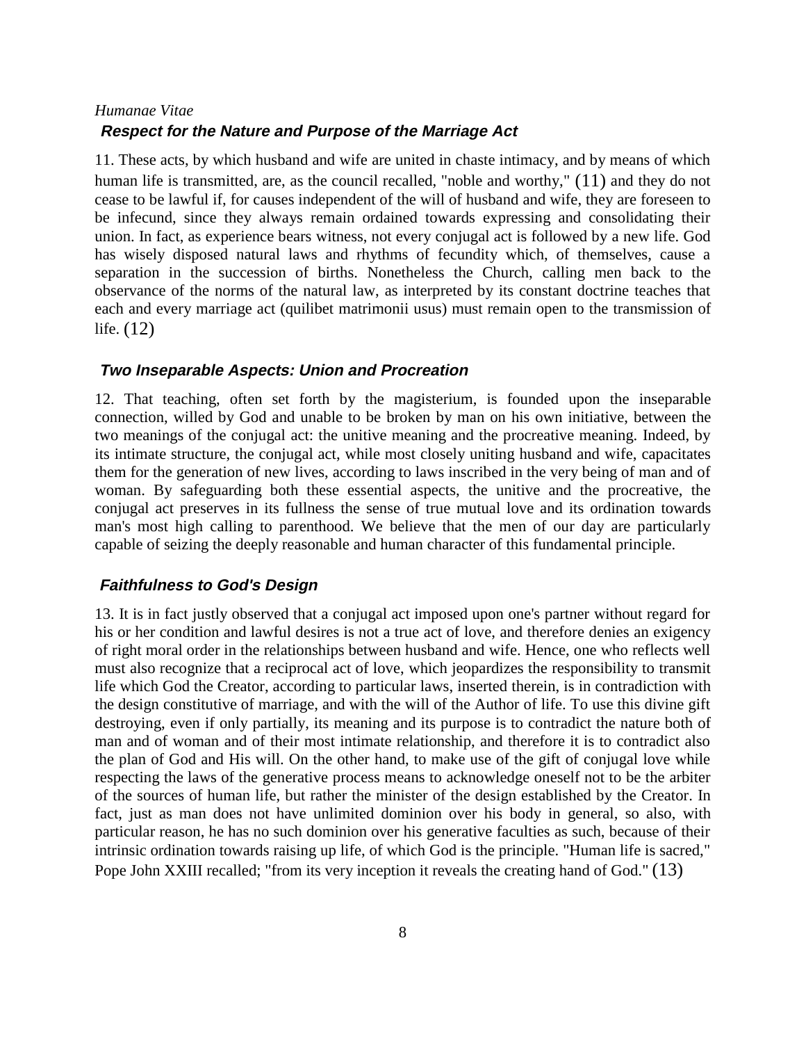*Humanae Vitae*

### ***Respect for the Nature and Purpose of the Marriage Act***

11. These acts, by which husband and wife are united in chaste intimacy, and by means of which human life is transmitted, are, as the council recalled, "noble and worthy," (11) and they do not cease to be lawful if, for causes independent of the will of husband and wife, they are foreseen to be infecund, since they always remain ordained towards expressing and consolidating their union. In fact, as experience bears witness, not every conjugal act is followed by a new life. God has wisely disposed natural laws and rhythms of fecundity which, of themselves, cause a separation in the succession of births. Nonetheless the Church, calling men back to the observance of the norms of the natural law, as interpreted by its constant doctrine teaches that each and every marriage act (quilibet matrimonii usus) must remain open to the transmission of life. (12)

### ***Two Inseparable Aspects: Union and Procreation***

12. That teaching, often set forth by the magisterium, is founded upon the inseparable connection, willed by God and unable to be broken by man on his own initiative, between the two meanings of the conjugal act: the unitive meaning and the procreative meaning. Indeed, by its intimate structure, the conjugal act, while most closely uniting husband and wife, capacitates them for the generation of new lives, according to laws inscribed in the very being of man and of woman. By safeguarding both these essential aspects, the unitive and the procreative, the conjugal act preserves in its fullness the sense of true mutual love and its ordination towards man's most high calling to parenthood. We believe that the men of our day are particularly capable of seizing the deeply reasonable and human character of this fundamental principle.

### ***Faithfulness to God's Design***

13. It is in fact justly observed that a conjugal act imposed upon one's partner without regard for his or her condition and lawful desires is not a true act of love, and therefore denies an exigency of right moral order in the relationships between husband and wife. Hence, one who reflects well must also recognize that a reciprocal act of love, which jeopardizes the responsibility to transmit life which God the Creator, according to particular laws, inserted therein, is in contradiction with the design constitutive of marriage, and with the will of the Author of life. To use this divine gift destroying, even if only partially, its meaning and its purpose is to contradict the nature both of man and of woman and of their most intimate relationship, and therefore it is to contradict also the plan of God and His will. On the other hand, to make use of the gift of conjugal love while respecting the laws of the generative process means to acknowledge oneself not to be the arbiter of the sources of human life, but rather the minister of the design established by the Creator. In fact, just as man does not have unlimited dominion over his body in general, so also, with particular reason, he has no such dominion over his generative faculties as such, because of their intrinsic ordination towards raising up life, of which God is the principle. "Human life is sacred," Pope John XXIII recalled; "from its very inception it reveals the creating hand of God." (13)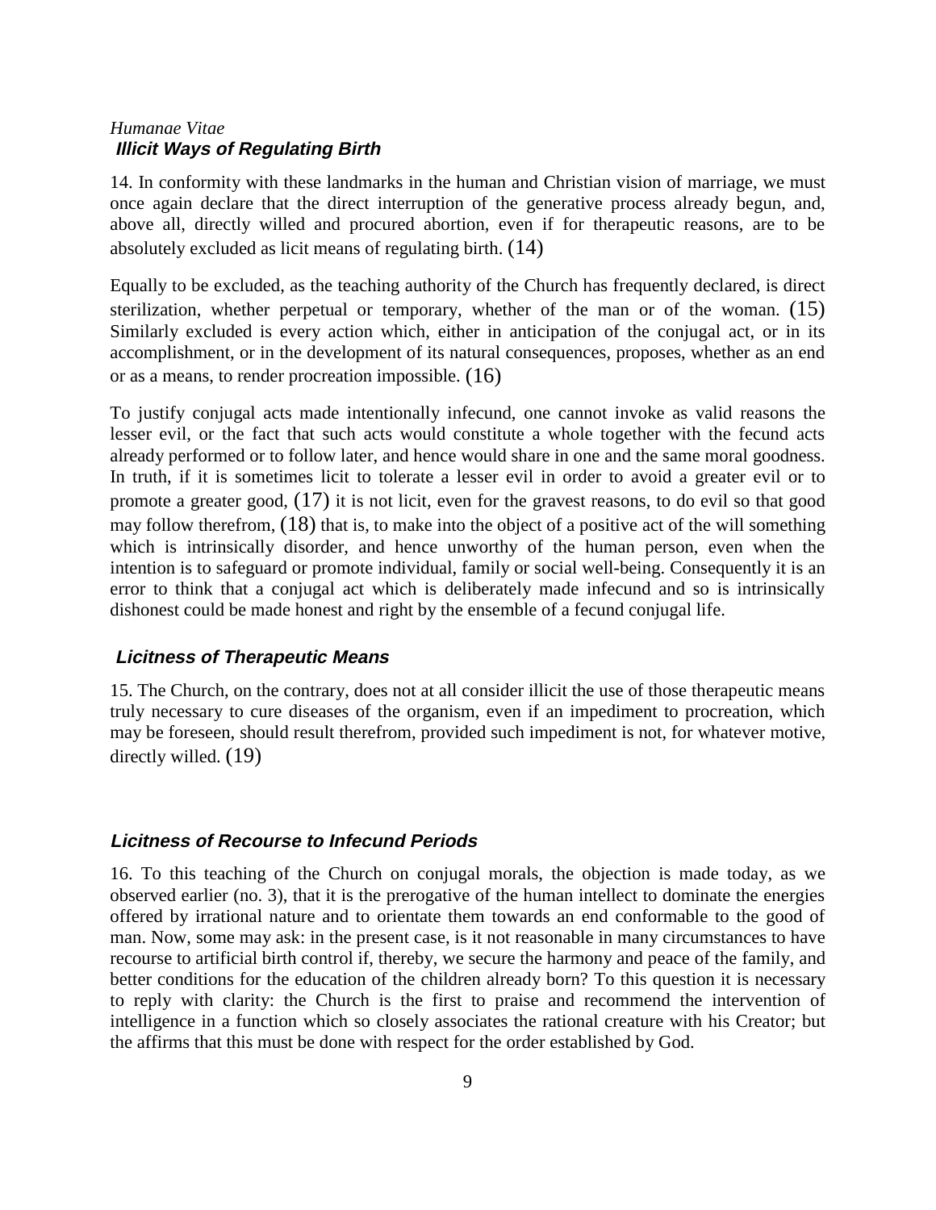*Humanae Vitae*

### *Illicit Ways of Regulating Birth*

14. In conformity with these landmarks in the human and Christian vision of marriage, we must once again declare that the direct interruption of the generative process already begun, and, above all, directly willed and procured abortion, even if for therapeutic reasons, are to be absolutely excluded as licit means of regulating birth. (14)

Equally to be excluded, as the teaching authority of the Church has frequently declared, is direct sterilization, whether perpetual or temporary, whether of the man or of the woman. (15) Similarly excluded is every action which, either in anticipation of the conjugal act, or in its accomplishment, or in the development of its natural consequences, proposes, whether as an end or as a means, to render procreation impossible. (16)

To justify conjugal acts made intentionally infecund, one cannot invoke as valid reasons the lesser evil, or the fact that such acts would constitute a whole together with the fecund acts already performed or to follow later, and hence would share in one and the same moral goodness. In truth, if it is sometimes licit to tolerate a lesser evil in order to avoid a greater evil or to promote a greater good, (17) it is not licit, even for the gravest reasons, to do evil so that good may follow therefrom, (18) that is, to make into the object of a positive act of the will something which is intrinsically disorder, and hence unworthy of the human person, even when the intention is to safeguard or promote individual, family or social well-being. Consequently it is an error to think that a conjugal act which is deliberately made infecund and so is intrinsically dishonest could be made honest and right by the ensemble of a fecund conjugal life.

### *Licitness of Therapeutic Means*

15. The Church, on the contrary, does not at all consider illicit the use of those therapeutic means truly necessary to cure diseases of the organism, even if an impediment to procreation, which may be foreseen, should result therefrom, provided such impediment is not, for whatever motive, directly willed. (19)

### *Licitness of Recourse to Infecund Periods*

16. To this teaching of the Church on conjugal morals, the objection is made today, as we observed earlier (no. 3), that it is the prerogative of the human intellect to dominate the energies offered by irrational nature and to orientate them towards an end conformable to the good of man. Now, some may ask: in the present case, is it not reasonable in many circumstances to have recourse to artificial birth control if, thereby, we secure the harmony and peace of the family, and better conditions for the education of the children already born? To this question it is necessary to reply with clarity: the Church is the first to praise and recommend the intervention of intelligence in a function which so closely associates the rational creature with his Creator; but the affirms that this must be done with respect for the order established by God.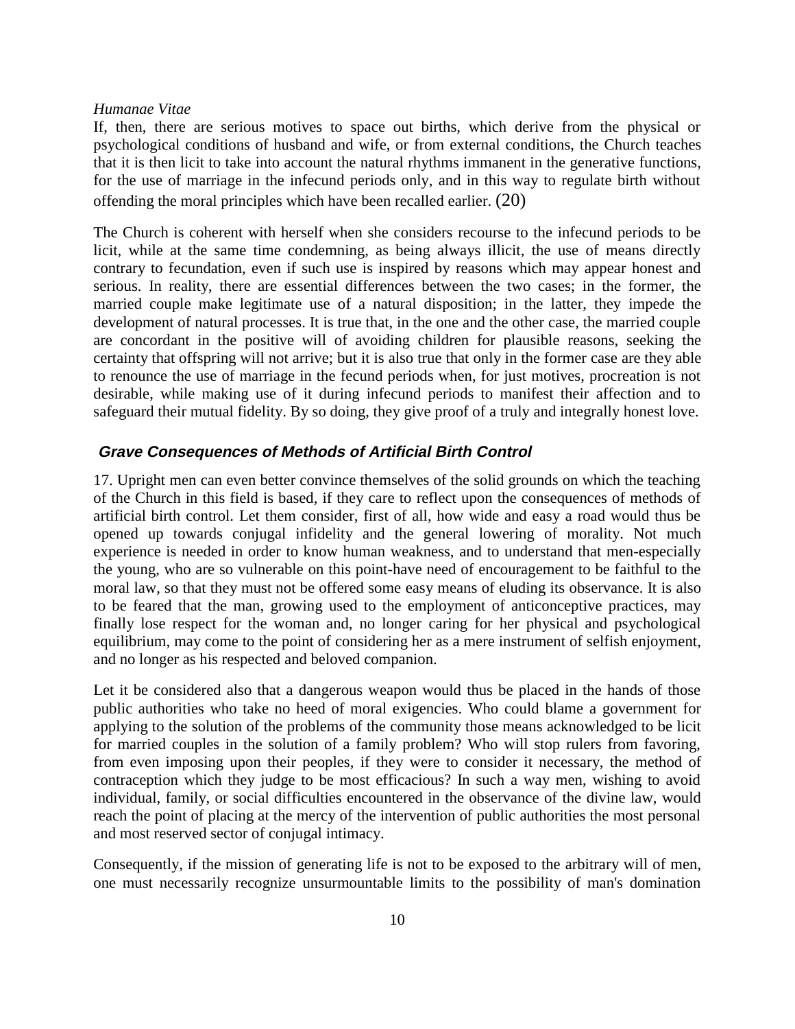*Humanae Vitae*

If, then, there are serious motives to space out births, which derive from the physical or psychological conditions of husband and wife, or from external conditions, the Church teaches that it is then licit to take into account the natural rhythms immanent in the generative functions, for the use of marriage in the infecund periods only, and in this way to regulate birth without offending the moral principles which have been recalled earlier. (20)

The Church is coherent with herself when she considers recourse to the infecund periods to be licit, while at the same time condemning, as being always illicit, the use of means directly contrary to fecundation, even if such use is inspired by reasons which may appear honest and serious. In reality, there are essential differences between the two cases; in the former, the married couple make legitimate use of a natural disposition; in the latter, they impede the development of natural processes. It is true that, in the one and the other case, the married couple are concordant in the positive will of avoiding children for plausible reasons, seeking the certainty that offspring will not arrive; but it is also true that only in the former case are they able to renounce the use of marriage in the fecund periods when, for just motives, procreation is not desirable, while making use of it during infecund periods to manifest their affection and to safeguard their mutual fidelity. By so doing, they give proof of a truly and integrally honest love.

### ***Grave Consequences of Methods of Artificial Birth Control***

17. Upright men can even better convince themselves of the solid grounds on which the teaching of the Church in this field is based, if they care to reflect upon the consequences of methods of artificial birth control. Let them consider, first of all, how wide and easy a road would thus be opened up towards conjugal infidelity and the general lowering of morality. Not much experience is needed in order to know human weakness, and to understand that men-especially the young, who are so vulnerable on this point-have need of encouragement to be faithful to the moral law, so that they must not be offered some easy means of eluding its observance. It is also to be feared that the man, growing used to the employment of anticonceptive practices, may finally lose respect for the woman and, no longer caring for her physical and psychological equilibrium, may come to the point of considering her as a mere instrument of selfish enjoyment, and no longer as his respected and beloved companion.

Let it be considered also that a dangerous weapon would thus be placed in the hands of those public authorities who take no heed of moral exigencies. Who could blame a government for applying to the solution of the problems of the community those means acknowledged to be licit for married couples in the solution of a family problem? Who will stop rulers from favoring, from even imposing upon their peoples, if they were to consider it necessary, the method of contraception which they judge to be most efficacious? In such a way men, wishing to avoid individual, family, or social difficulties encountered in the observance of the divine law, would reach the point of placing at the mercy of the intervention of public authorities the most personal and most reserved sector of conjugal intimacy.

Consequently, if the mission of generating life is not to be exposed to the arbitrary will of men, one must necessarily recognize unsurmountable limits to the possibility of man's domination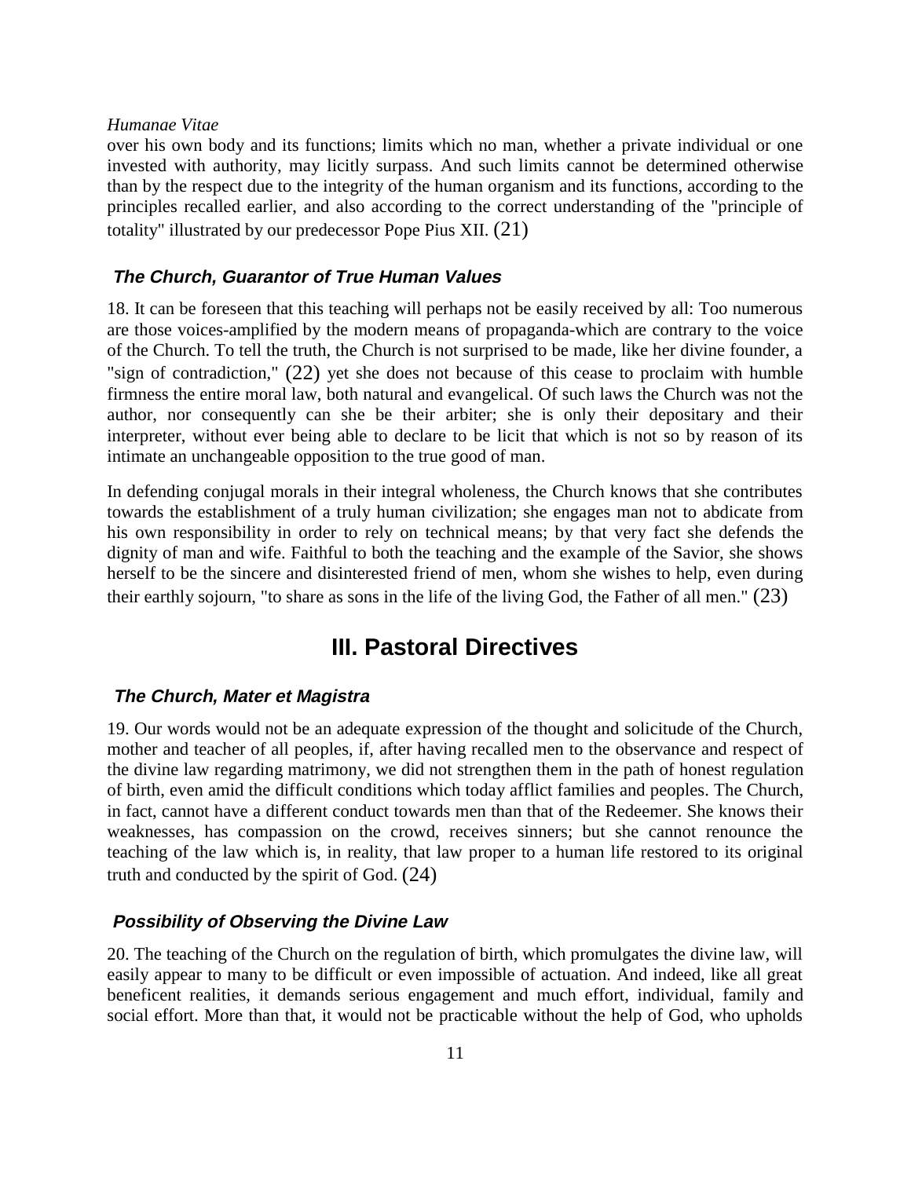over his own body and its functions; limits which no man, whether a private individual or one invested with authority, may licitly surpass. And such limits cannot be determined otherwise than by the respect due to the integrity of the human organism and its functions, according to the principles recalled earlier, and also according to the correct understanding of the "principle of totality" illustrated by our predecessor Pope Pius XII. (21)

### *The Church, Guarantor of True Human Values*

18. It can be foreseen that this teaching will perhaps not be easily received by all: Too numerous are those voices-amplified by the modern means of propaganda-which are contrary to the voice of the Church. To tell the truth, the Church is not surprised to be made, like her divine founder, a "sign of contradiction," (22) yet she does not because of this cease to proclaim with humble firmness the entire moral law, both natural and evangelical. Of such laws the Church was not the author, nor consequently can she be their arbiter; she is only their depositary and their interpreter, without ever being able to declare to be licit that which is not so by reason of its intimate an unchangeable opposition to the true good of man.

In defending conjugal morals in their integral wholeness, the Church knows that she contributes towards the establishment of a truly human civilization; she engages man not to abdicate from his own responsibility in order to rely on technical means; by that very fact she defends the dignity of man and wife. Faithful to both the teaching and the example of the Savior, she shows herself to be the sincere and disinterested friend of men, whom she wishes to help, even during their earthly sojourn, "to share as sons in the life of the living God, the Father of all men." (23)

## III. Pastoral Directives

### *The Church, Mater et Magistra*

19. Our words would not be an adequate expression of the thought and solicitude of the Church, mother and teacher of all peoples, if, after having recalled men to the observance and respect of the divine law regarding matrimony, we did not strengthen them in the path of honest regulation of birth, even amid the difficult conditions which today afflict families and peoples. The Church, in fact, cannot have a different conduct towards men than that of the Redeemer. She knows their weaknesses, has compassion on the crowd, receives sinners; but she cannot renounce the teaching of the law which is, in reality, that law proper to a human life restored to its original truth and conducted by the spirit of God. (24)

### *Possibility of Observing the Divine Law*

20. The teaching of the Church on the regulation of birth, which promulgates the divine law, will easily appear to many to be difficult or even impossible of actuation. And indeed, like all great beneficent realities, it demands serious engagement and much effort, individual, family and social effort. More than that, it would not be practicable without the help of God, who upholds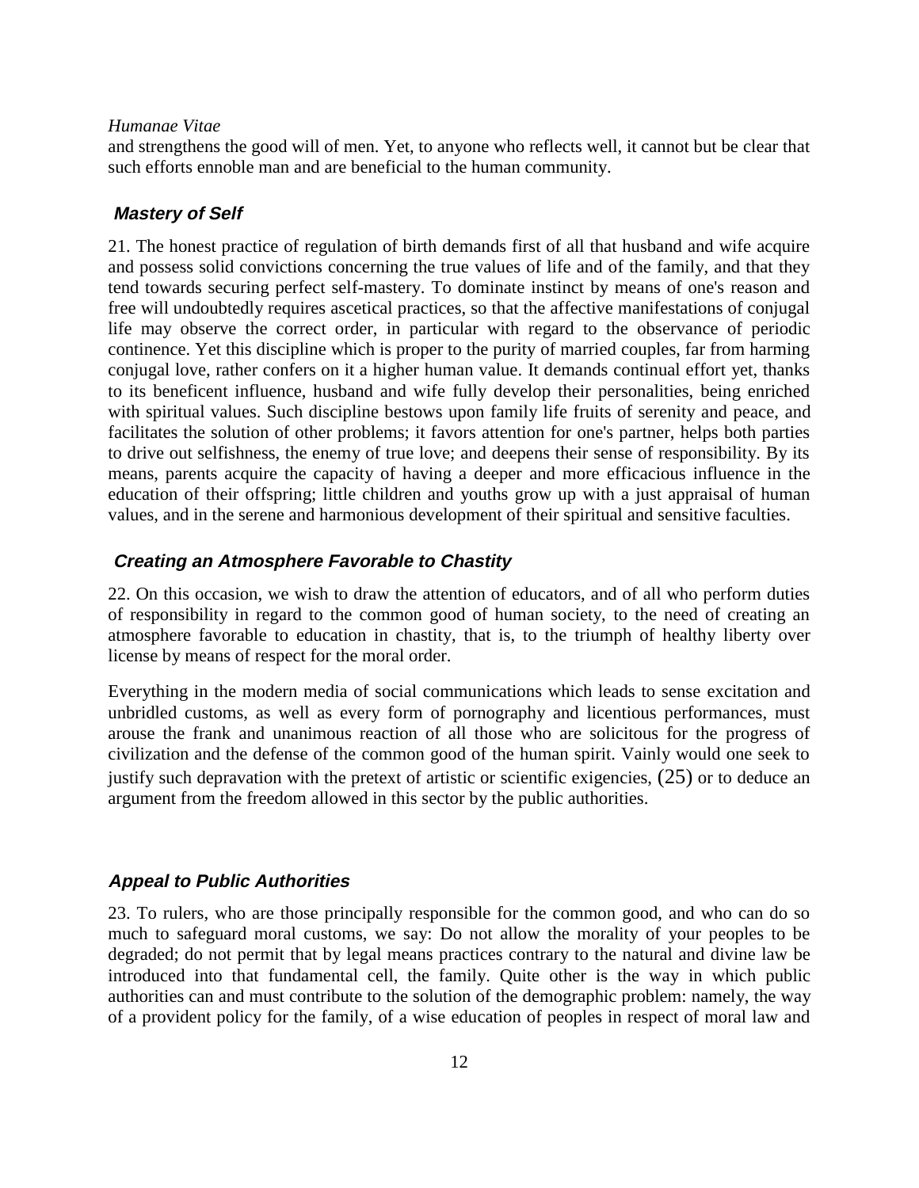and strengthens the good will of men. Yet, to anyone who reflects well, it cannot but be clear that such efforts ennoble man and are beneficial to the human community.

### *Mastery of Self*

21. The honest practice of regulation of birth demands first of all that husband and wife acquire and possess solid convictions concerning the true values of life and of the family, and that they tend towards securing perfect self-mastery. To dominate instinct by means of one's reason and free will undoubtedly requires ascetical practices, so that the affective manifestations of conjugal life may observe the correct order, in particular with regard to the observance of periodic continence. Yet this discipline which is proper to the purity of married couples, far from harming conjugal love, rather confers on it a higher human value. It demands continual effort yet, thanks to its beneficent influence, husband and wife fully develop their personalities, being enriched with spiritual values. Such discipline bestows upon family life fruits of serenity and peace, and facilitates the solution of other problems; it favors attention for one's partner, helps both parties to drive out selfishness, the enemy of true love; and deepens their sense of responsibility. By its means, parents acquire the capacity of having a deeper and more efficacious influence in the education of their offspring; little children and youths grow up with a just appraisal of human values, and in the serene and harmonious development of their spiritual and sensitive faculties.

### *Creating an Atmosphere Favorable to Chastity*

22. On this occasion, we wish to draw the attention of educators, and of all who perform duties of responsibility in regard to the common good of human society, to the need of creating an atmosphere favorable to education in chastity, that is, to the triumph of healthy liberty over license by means of respect for the moral order.

Everything in the modern media of social communications which leads to sense excitation and unbridled customs, as well as every form of pornography and licentious performances, must arouse the frank and unanimous reaction of all those who are solicitous for the progress of civilization and the defense of the common good of the human spirit. Vainly would one seek to justify such depravation with the pretext of artistic or scientific exigencies, (25) or to deduce an argument from the freedom allowed in this sector by the public authorities.

### *Appeal to Public Authorities*

23. To rulers, who are those principally responsible for the common good, and who can do so much to safeguard moral customs, we say: Do not allow the morality of your peoples to be degraded; do not permit that by legal means practices contrary to the natural and divine law be introduced into that fundamental cell, the family. Quite other is the way in which public authorities can and must contribute to the solution of the demographic problem: namely, the way of a provident policy for the family, of a wise education of peoples in respect of moral law and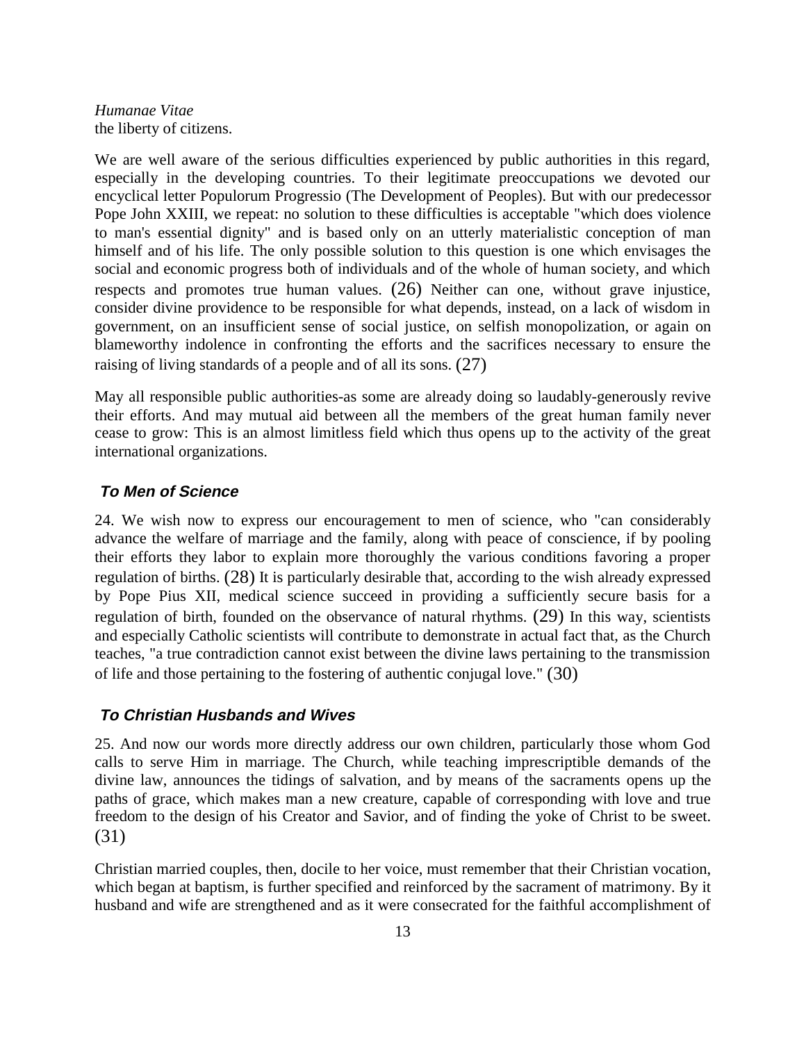the liberty of citizens.

We are well aware of the serious difficulties experienced by public authorities in this regard, especially in the developing countries. To their legitimate preoccupations we devoted our encyclical letter Populorum Progressio (The Development of Peoples). But with our predecessor Pope John XXIII, we repeat: no solution to these difficulties is acceptable "which does violence to man's essential dignity" and is based only on an utterly materialistic conception of man himself and of his life. The only possible solution to this question is one which envisages the social and economic progress both of individuals and of the whole of human society, and which respects and promotes true human values. (26) Neither can one, without grave injustice, consider divine providence to be responsible for what depends, instead, on a lack of wisdom in government, on an insufficient sense of social justice, on selfish monopolization, or again on blameworthy indolence in confronting the efforts and the sacrifices necessary to ensure the raising of living standards of a people and of all its sons. (27)

May all responsible public authorities-as some are already doing so laudably-generously revive their efforts. And may mutual aid between all the members of the great human family never cease to grow: This is an almost limitless field which thus opens up to the activity of the great international organizations.

### *To Men of Science*

24. We wish now to express our encouragement to men of science, who "can considerably advance the welfare of marriage and the family, along with peace of conscience, if by pooling their efforts they labor to explain more thoroughly the various conditions favoring a proper regulation of births. (28) It is particularly desirable that, according to the wish already expressed by Pope Pius XII, medical science succeed in providing a sufficiently secure basis for a regulation of birth, founded on the observance of natural rhythms. (29) In this way, scientists and especially Catholic scientists will contribute to demonstrate in actual fact that, as the Church teaches, "a true contradiction cannot exist between the divine laws pertaining to the transmission of life and those pertaining to the fostering of authentic conjugal love." (30)

### *To Christian Husbands and Wives*

25. And now our words more directly address our own children, particularly those whom God calls to serve Him in marriage. The Church, while teaching imprescriptible demands of the divine law, announces the tidings of salvation, and by means of the sacraments opens up the paths of grace, which makes man a new creature, capable of corresponding with love and true freedom to the design of his Creator and Savior, and of finding the yoke of Christ to be sweet. (31)

Christian married couples, then, docile to her voice, must remember that their Christian vocation, which began at baptism, is further specified and reinforced by the sacrament of matrimony. By it husband and wife are strengthened and as it were consecrated for the faithful accomplishment of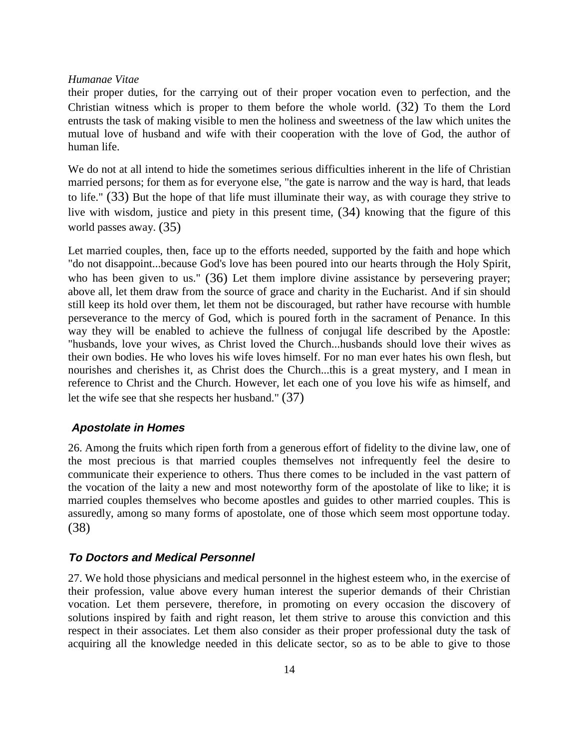their proper duties, for the carrying out of their proper vocation even to perfection, and the Christian witness which is proper to them before the whole world. (32) To them the Lord entrusts the task of making visible to men the holiness and sweetness of the law which unites the mutual love of husband and wife with their cooperation with the love of God, the author of human life.

We do not at all intend to hide the sometimes serious difficulties inherent in the life of Christian married persons; for them as for everyone else, "the gate is narrow and the way is hard, that leads to life." (33) But the hope of that life must illuminate their way, as with courage they strive to live with wisdom, justice and piety in this present time, (34) knowing that the figure of this world passes away. (35)

Let married couples, then, face up to the efforts needed, supported by the faith and hope which "do not disappoint...because God's love has been poured into our hearts through the Holy Spirit, who has been given to us." (36) Let them implore divine assistance by persevering prayer; above all, let them draw from the source of grace and charity in the Eucharist. And if sin should still keep its hold over them, let them not be discouraged, but rather have recourse with humble perseverance to the mercy of God, which is poured forth in the sacrament of Penance. In this way they will be enabled to achieve the fullness of conjugal life described by the Apostle: "husbands, love your wives, as Christ loved the Church...husbands should love their wives as their own bodies. He who loves his wife loves himself. For no man ever hates his own flesh, but nourishes and cherishes it, as Christ does the Church...this is a great mystery, and I mean in reference to Christ and the Church. However, let each one of you love his wife as himself, and let the wife see that she respects her husband." (37)

### *Apostolate in Homes*

26. Among the fruits which ripen forth from a generous effort of fidelity to the divine law, one of the most precious is that married couples themselves not infrequently feel the desire to communicate their experience to others. Thus there comes to be included in the vast pattern of the vocation of the laity a new and most noteworthy form of the apostolate of like to like; it is married couples themselves who become apostles and guides to other married couples. This is assuredly, among so many forms of apostolate, one of those which seem most opportune today. (38)

### *To Doctors and Medical Personnel*

27. We hold those physicians and medical personnel in the highest esteem who, in the exercise of their profession, value above every human interest the superior demands of their Christian vocation. Let them persevere, therefore, in promoting on every occasion the discovery of solutions inspired by faith and right reason, let them strive to arouse this conviction and this respect in their associates. Let them also consider as their proper professional duty the task of acquiring all the knowledge needed in this delicate sector, so as to be able to give to those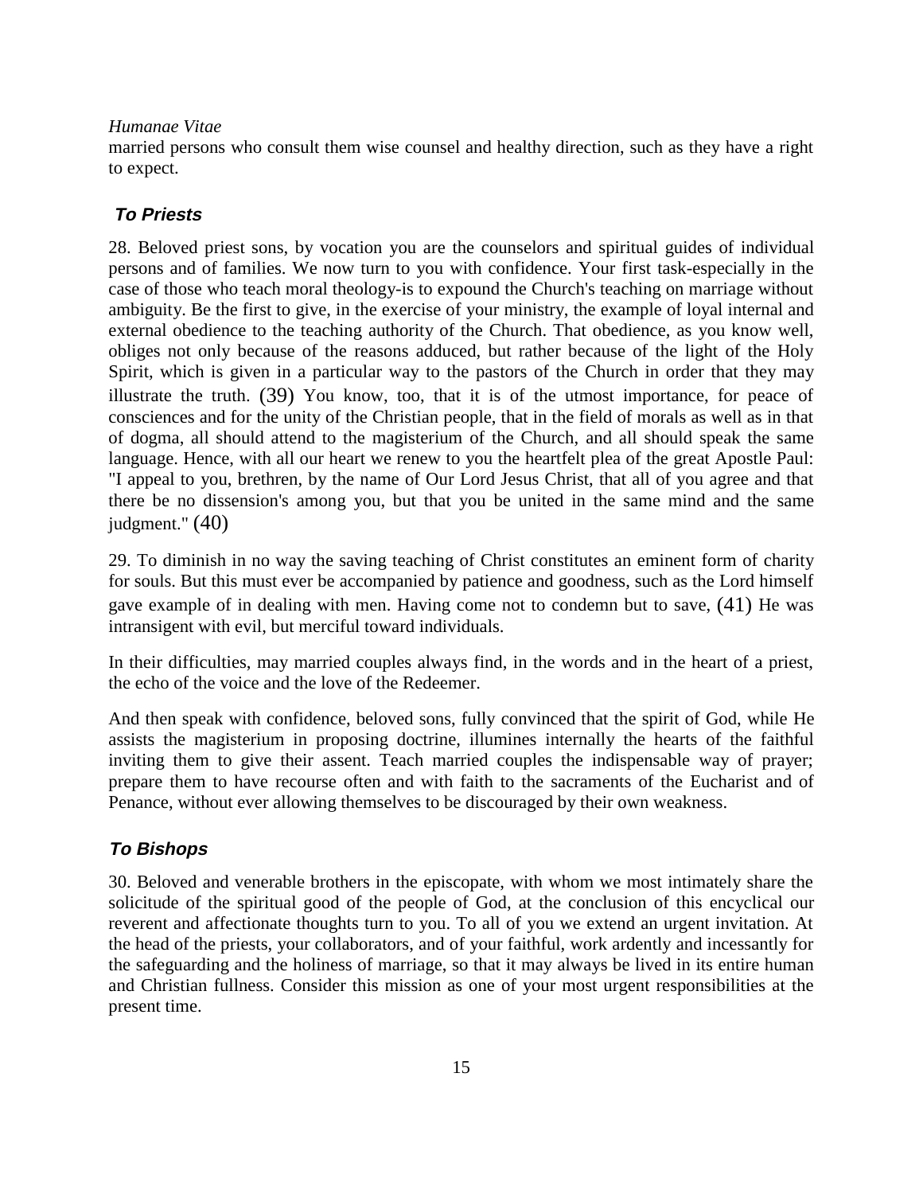married persons who consult them wise counsel and healthy direction, such as they have a right to expect.

### *To Priests*

28. Beloved priest sons, by vocation you are the counselors and spiritual guides of individual persons and of families. We now turn to you with confidence. Your first task-especially in the case of those who teach moral theology-is to expound the Church's teaching on marriage without ambiguity. Be the first to give, in the exercise of your ministry, the example of loyal internal and external obedience to the teaching authority of the Church. That obedience, as you know well, obliges not only because of the reasons adduced, but rather because of the light of the Holy Spirit, which is given in a particular way to the pastors of the Church in order that they may illustrate the truth. (39) You know, too, that it is of the utmost importance, for peace of consciences and for the unity of the Christian people, that in the field of morals as well as in that of dogma, all should attend to the magisterium of the Church, and all should speak the same language. Hence, with all our heart we renew to you the heartfelt plea of the great Apostle Paul: "I appeal to you, brethren, by the name of Our Lord Jesus Christ, that all of you agree and that there be no dissension's among you, but that you be united in the same mind and the same judgment." (40)

29. To diminish in no way the saving teaching of Christ constitutes an eminent form of charity for souls. But this must ever be accompanied by patience and goodness, such as the Lord himself gave example of in dealing with men. Having come not to condemn but to save, (41) He was intransigent with evil, but merciful toward individuals.

In their difficulties, may married couples always find, in the words and in the heart of a priest, the echo of the voice and the love of the Redeemer.

And then speak with confidence, beloved sons, fully convinced that the spirit of God, while He assists the magisterium in proposing doctrine, illumines internally the hearts of the faithful inviting them to give their assent. Teach married couples the indispensable way of prayer; prepare them to have recourse often and with faith to the sacraments of the Eucharist and of Penance, without ever allowing themselves to be discouraged by their own weakness.

### *To Bishops*

30. Beloved and venerable brothers in the episcopate, with whom we most intimately share the solicitude of the spiritual good of the people of God, at the conclusion of this encyclical our reverent and affectionate thoughts turn to you. To all of you we extend an urgent invitation. At the head of the priests, your collaborators, and of your faithful, work ardently and incessantly for the safeguarding and the holiness of marriage, so that it may always be lived in its entire human and Christian fullness. Consider this mission as one of your most urgent responsibilities at the present time.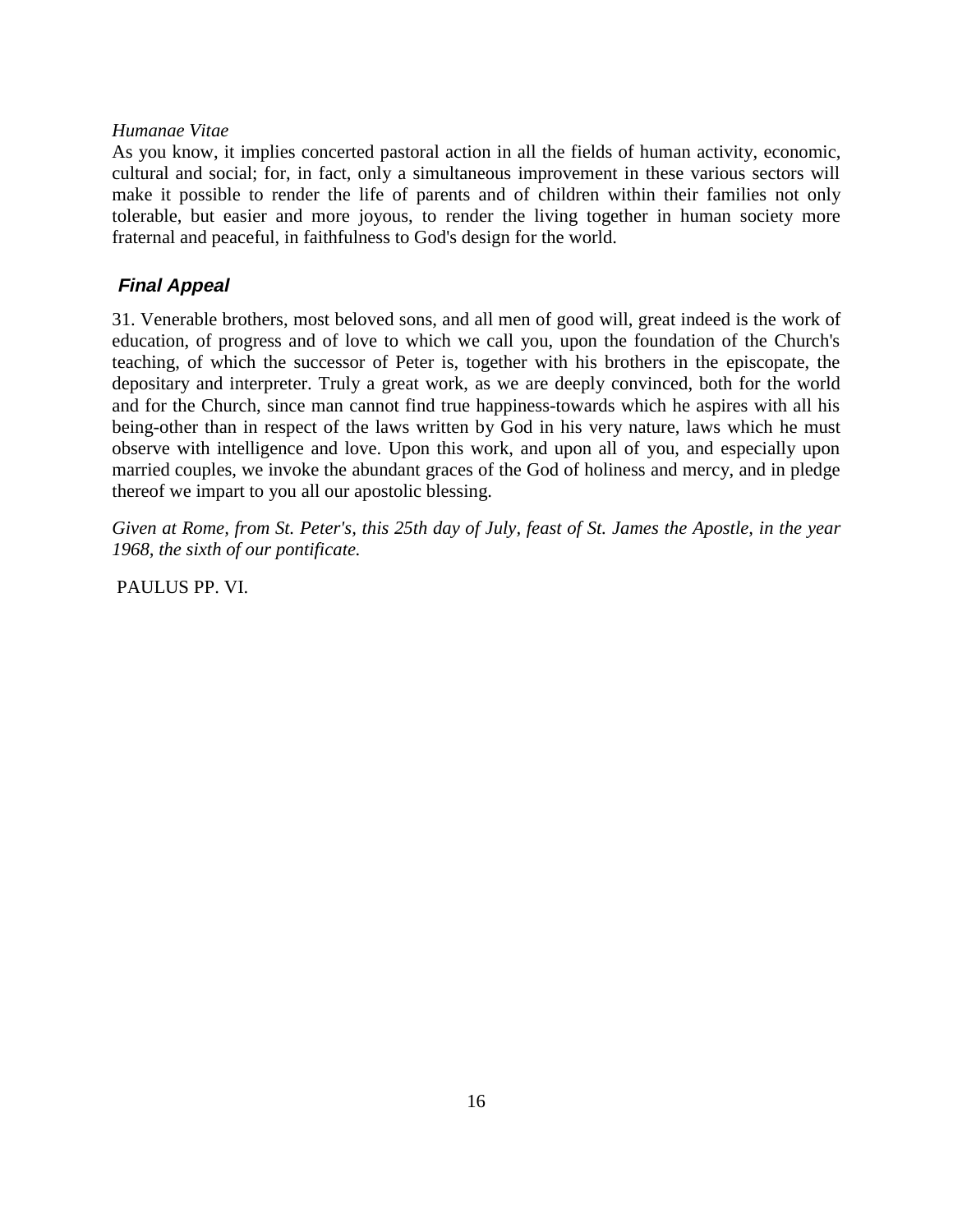As you know, it implies concerted pastoral action in all the fields of human activity, economic, cultural and social; for, in fact, only a simultaneous improvement in these various sectors will make it possible to render the life of parents and of children within their families not only tolerable, but easier and more joyous, to render the living together in human society more fraternal and peaceful, in faithfulness to God's design for the world.

## *Final Appeal*

31. Venerable brothers, most beloved sons, and all men of good will, great indeed is the work of education, of progress and of love to which we call you, upon the foundation of the Church's teaching, of which the successor of Peter is, together with his brothers in the episcopate, the depositary and interpreter. Truly a great work, as we are deeply convinced, both for the world and for the Church, since man cannot find true happiness-towards which he aspires with all his being-other than in respect of the laws written by God in his very nature, laws which he must observe with intelligence and love. Upon this work, and upon all of you, and especially upon married couples, we invoke the abundant graces of the God of holiness and mercy, and in pledge thereof we impart to you all our apostolic blessing.

*Given at Rome, from St. Peter's, this 25th day of July, feast of St. James the Apostle, in the year 1968, the sixth of our pontificate.*

PAULUS PP. VI.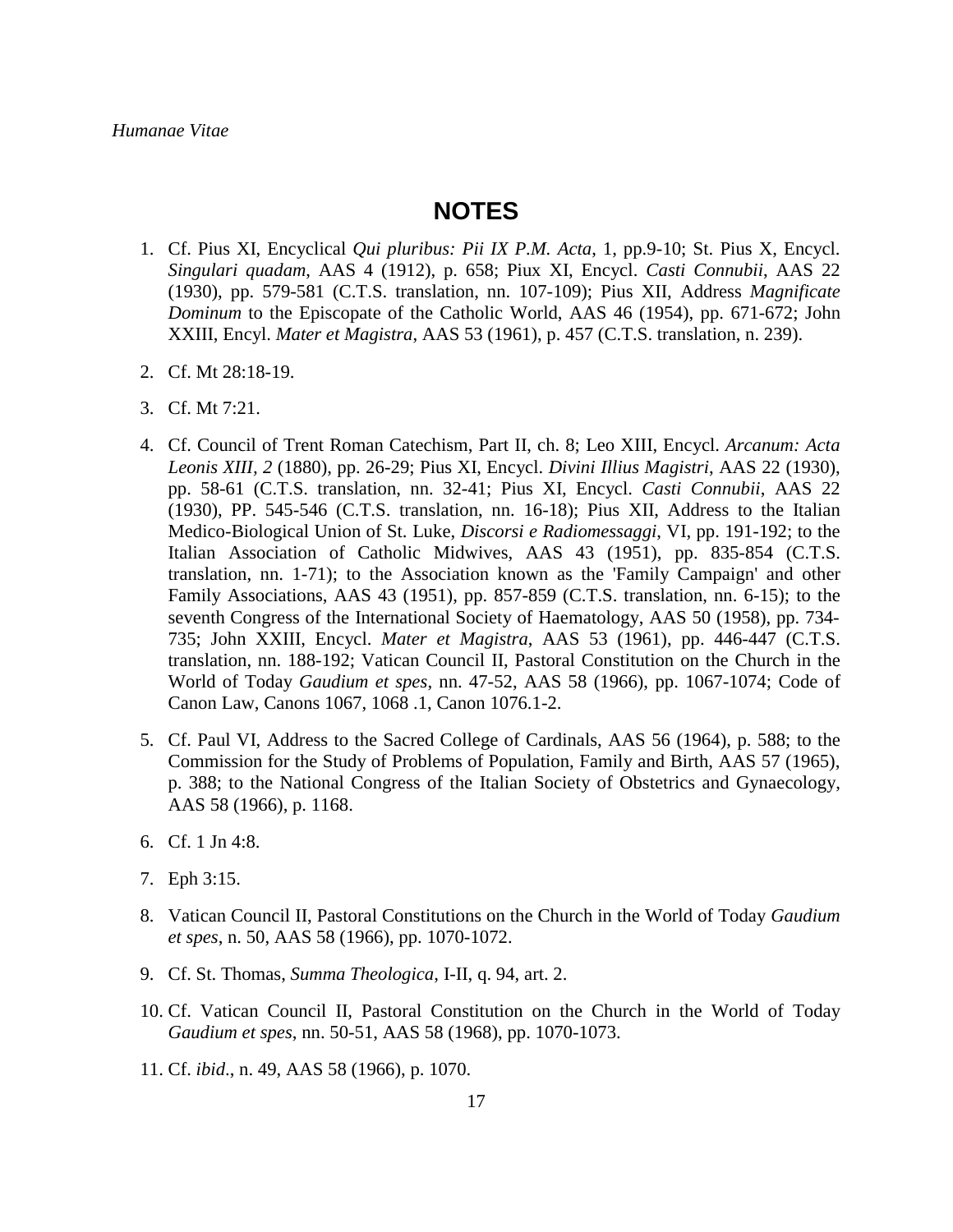# NOTES

1. Cf. Pius XI, Encyclical *Qui pluribus: Pii IX P.M. Acta*, 1, pp.9-10; St. Pius X, Encycl. *Singulari quadam*, AAS 4 (1912), p. 658; Piux XI, Encycl. *Casti Connubii*, AAS 22 (1930), pp. 579-581 (C.T.S. translation, nn. 107-109); Pius XII, Address *Magnificate Dominum* to the Episcopate of the Catholic World, AAS 46 (1954), pp. 671-672; John XXIII, Encyl. *Mater et Magistra*, AAS 53 (1961), p. 457 (C.T.S. translation, n. 239).

2. Cf. Mt 28:18-19.

3. Cf. Mt 7:21.

4. Cf. Council of Trent Roman Catechism, Part II, ch. 8; Leo XIII, Encycl. *Arcanum: Acta Leonis XIII, 2* (1880), pp. 26-29; Pius XI, Encycl. *Divini Illius Magistri*, AAS 22 (1930), pp. 58-61 (C.T.S. translation, nn. 32-41; Pius XI, Encycl. *Casti Connubii*, AAS 22 (1930), PP. 545-546 (C.T.S. translation, nn. 16-18); Pius XII, Address to the Italian Medico-Biological Union of St. Luke, *Discorsi e Radiomessaggi*, VI, pp. 191-192; to the Italian Association of Catholic Midwives, AAS 43 (1951), pp. 835-854 (C.T.S. translation, nn. 1-71); to the Association known as the 'Family Campaign' and other Family Associations, AAS 43 (1951), pp. 857-859 (C.T.S. translation, nn. 6-15); to the seventh Congress of the International Society of Haematology, AAS 50 (1958), pp. 734-735; John XXIII, Encycl. *Mater et Magistra*, AAS 53 (1961), pp. 446-447 (C.T.S. translation, nn. 188-192; Vatican Council II, Pastoral Constitution on the Church in the World of Today *Gaudium et spes*, nn. 47-52, AAS 58 (1966), pp. 1067-1074; Code of Canon Law, Canons 1067, 1068 .1, Canon 1076.1-2.

5. Cf. Paul VI, Address to the Sacred College of Cardinals, AAS 56 (1964), p. 588; to the Commission for the Study of Problems of Population, Family and Birth, AAS 57 (1965), p. 388; to the National Congress of the Italian Society of Obstetrics and Gynaecology, AAS 58 (1966), p. 1168.

6. Cf. 1 Jn 4:8.

7. Eph 3:15.

8. Vatican Council II, Pastoral Constitutions on the Church in the World of Today *Gaudium et spes*, n. 50, AAS 58 (1966), pp. 1070-1072.

9. Cf. St. Thomas, *Summa Theologica*, I-II, q. 94, art. 2.

10. Cf. Vatican Council II, Pastoral Constitution on the Church in the World of Today *Gaudium et spes*, nn. 50-51, AAS 58 (1968), pp. 1070-1073.

11. Cf. *ibid*., n. 49, AAS 58 (1966), p. 1070.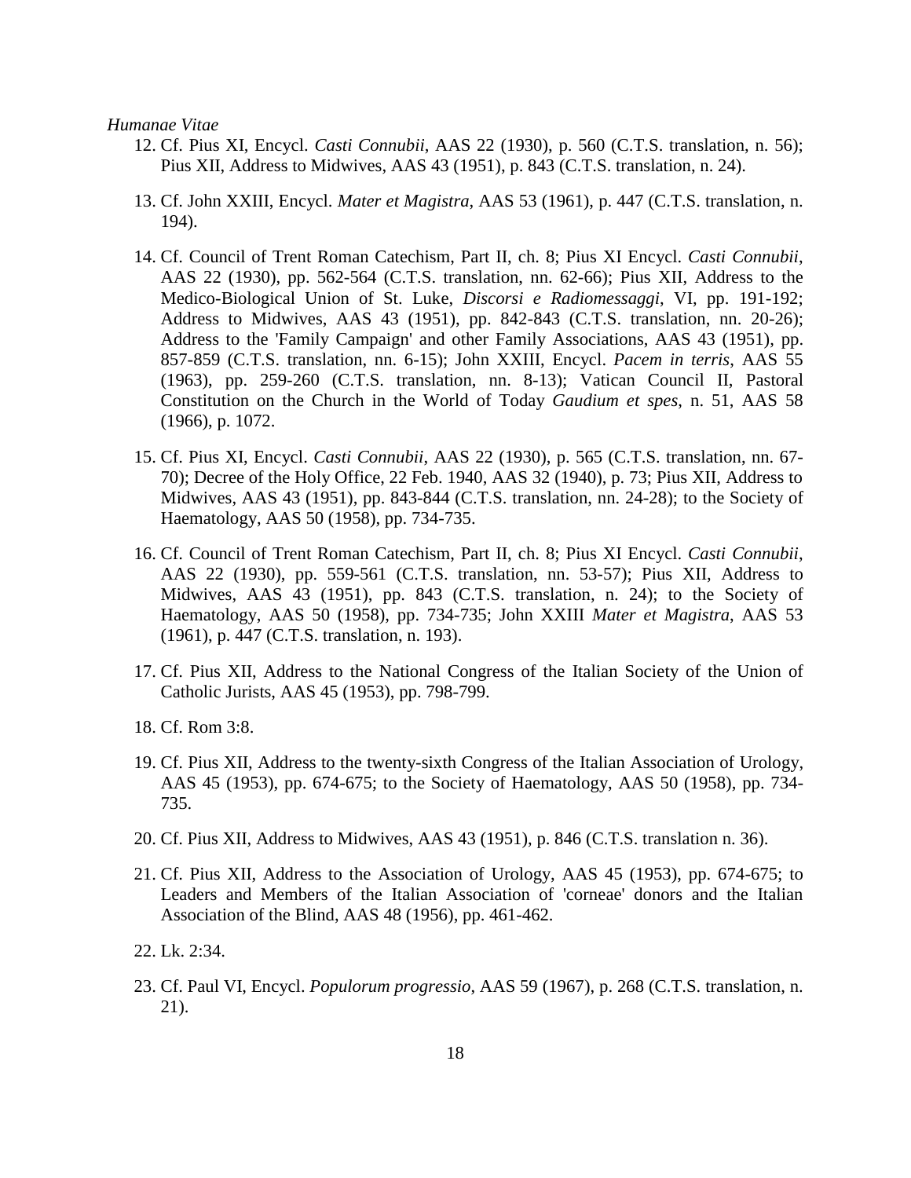12. Cf. Pius XI, Encycl. *Casti Connubii*, AAS 22 (1930), p. 560 (C.T.S. translation, n. 56); Pius XII, Address to Midwives, AAS 43 (1951), p. 843 (C.T.S. translation, n. 24).

13. Cf. John XXIII, Encycl. *Mater et Magistra*, AAS 53 (1961), p. 447 (C.T.S. translation, n. 194).

14. Cf. Council of Trent Roman Catechism, Part II, ch. 8; Pius XI Encycl. *Casti Connubii*, AAS 22 (1930), pp. 562-564 (C.T.S. translation, nn. 62-66); Pius XII, Address to the Medico-Biological Union of St. Luke, *Discorsi e Radiomessaggi*, VI, pp. 191-192; Address to Midwives, AAS 43 (1951), pp. 842-843 (C.T.S. translation, nn. 20-26); Address to the 'Family Campaign' and other Family Associations, AAS 43 (1951), pp. 857-859 (C.T.S. translation, nn. 6-15); John XXIII, Encycl. *Pacem in terris*, AAS 55 (1963), pp. 259-260 (C.T.S. translation, nn. 8-13); Vatican Council II, Pastoral Constitution on the Church in the World of Today *Gaudium et spes*, n. 51, AAS 58 (1966), p. 1072.

15. Cf. Pius XI, Encycl. *Casti Connubii*, AAS 22 (1930), p. 565 (C.T.S. translation, nn. 67-70); Decree of the Holy Office, 22 Feb. 1940, AAS 32 (1940), p. 73; Pius XII, Address to Midwives, AAS 43 (1951), pp. 843-844 (C.T.S. translation, nn. 24-28); to the Society of Haematology, AAS 50 (1958), pp. 734-735.

16. Cf. Council of Trent Roman Catechism, Part II, ch. 8; Pius XI Encycl. *Casti Connubii*, AAS 22 (1930), pp. 559-561 (C.T.S. translation, nn. 53-57); Pius XII, Address to Midwives, AAS 43 (1951), pp. 843 (C.T.S. translation, n. 24); to the Society of Haematology, AAS 50 (1958), pp. 734-735; John XXIII *Mater et Magistra*, AAS 53 (1961), p. 447 (C.T.S. translation, n. 193).

17. Cf. Pius XII, Address to the National Congress of the Italian Society of the Union of Catholic Jurists, AAS 45 (1953), pp. 798-799.

18. Cf. Rom 3:8.

19. Cf. Pius XII, Address to the twenty-sixth Congress of the Italian Association of Urology, AAS 45 (1953), pp. 674-675; to the Society of Haematology, AAS 50 (1958), pp. 734-735.

20. Cf. Pius XII, Address to Midwives, AAS 43 (1951), p. 846 (C.T.S. translation n. 36).

21. Cf. Pius XII, Address to the Association of Urology, AAS 45 (1953), pp. 674-675; to Leaders and Members of the Italian Association of 'corneae' donors and the Italian Association of the Blind, AAS 48 (1956), pp. 461-462.

22. Lk. 2:34.

23. Cf. Paul VI, Encycl. *Populorum progressio*, AAS 59 (1967), p. 268 (C.T.S. translation, n. 21).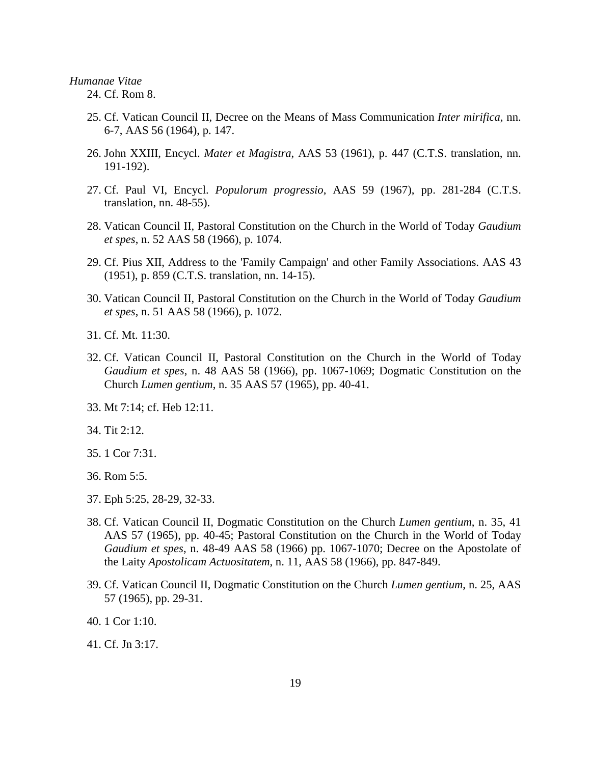24. Cf. Rom 8.

25. Cf. Vatican Council II, Decree on the Means of Mass Communication *Inter mirifica*, nn. 6-7, AAS 56 (1964), p. 147.

26. John XXIII, Encycl. *Mater et Magistra*, AAS 53 (1961), p. 447 (C.T.S. translation, nn. 191-192).

27. Cf. Paul VI, Encycl. *Populorum progressio*, AAS 59 (1967), pp. 281-284 (C.T.S. translation, nn. 48-55).

28. Vatican Council II, Pastoral Constitution on the Church in the World of Today *Gaudium et spes*, n. 52 AAS 58 (1966), p. 1074.

29. Cf. Pius XII, Address to the 'Family Campaign' and other Family Associations. AAS 43 (1951), p. 859 (C.T.S. translation, nn. 14-15).

30. Vatican Council II, Pastoral Constitution on the Church in the World of Today *Gaudium et spes*, n. 51 AAS 58 (1966), p. 1072.

31. Cf. Mt. 11:30.

32. Cf. Vatican Council II, Pastoral Constitution on the Church in the World of Today *Gaudium et spes*, n. 48 AAS 58 (1966), pp. 1067-1069; Dogmatic Constitution on the Church *Lumen gentium*, n. 35 AAS 57 (1965), pp. 40-41.

33. Mt 7:14; cf. Heb 12:11.

34. Tit 2:12.

35. 1 Cor 7:31.

36. Rom 5:5.

37. Eph 5:25, 28-29, 32-33.

38. Cf. Vatican Council II, Dogmatic Constitution on the Church *Lumen gentium*, n. 35, 41 AAS 57 (1965), pp. 40-45; Pastoral Constitution on the Church in the World of Today *Gaudium et spes*, n. 48-49 AAS 58 (1966) pp. 1067-1070; Decree on the Apostolate of the Laity *Apostolicam Actuositatem*, n. 11, AAS 58 (1966), pp. 847-849.

39. Cf. Vatican Council II, Dogmatic Constitution on the Church *Lumen gentium*, n. 25, AAS 57 (1965), pp. 29-31.

40. 1 Cor 1:10.

41. Cf. Jn 3:17.